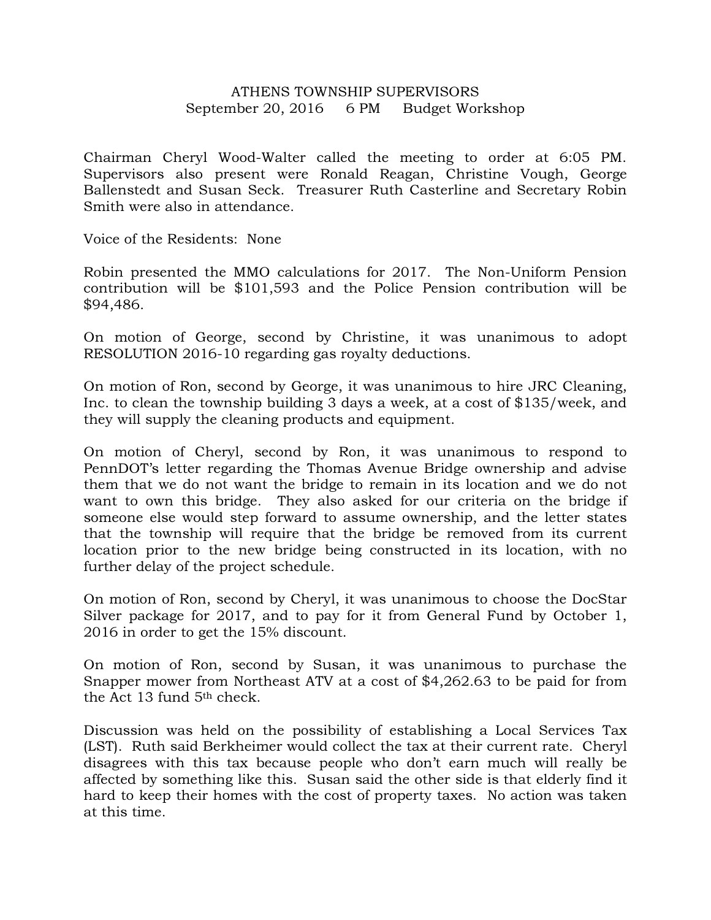# ATHENS TOWNSHIP SUPERVISORS

September 20, 2016 6 PM Budget Workshop

Chairman Cheryl Wood-Walter called the meeting to order at 6:05 PM. Supervisors also present were Ronald Reagan, Christine Vough, George Ballenstedt and Susan Seck. Treasurer Ruth Casterline and Secretary Robin Smith were also in attendance.

Voice of the Residents: None

Robin presented the MMO calculations for 2017. The Non-Uniform Pension contribution will be $101,593 and the Police Pension contribution will be $94,486.

On motion of George, second by Christine, it was unanimous to adopt RESOLUTION 2016-10 regarding gas royalty deductions.

On motion of Ron, second by George, it was unanimous to hire JRC Cleaning, Inc. to clean the township building 3 days a week, at a cost of $135/week, and they will supply the cleaning products and equipment.

On motion of Cheryl, second by Ron, it was unanimous to respond to PennDOT's letter regarding the Thomas Avenue Bridge ownership and advise them that we do not want the bridge to remain in its location and we do not want to own this bridge. They also asked for our criteria on the bridge if someone else would step forward to assume ownership, and the letter states that the township will require that the bridge be removed from its current location prior to the new bridge being constructed in its location, with no further delay of the project schedule.

On motion of Ron, second by Cheryl, it was unanimous to choose the DocStar Silver package for 2017, and to pay for it from General Fund by October 1, 2016 in order to get the 15% discount.

On motion of Ron, second by Susan, it was unanimous to purchase the Snapper mower from Northeast ATV at a cost of $4,262.63 to be paid for from the Act 13 fund 5th check.

Discussion was held on the possibility of establishing a Local Services Tax (LST). Ruth said Berkheimer would collect the tax at their current rate. Cheryl disagrees with this tax because people who don't earn much will really be affected by something like this. Susan said the other side is that elderly find it hard to keep their homes with the cost of property taxes. No action was taken at this time.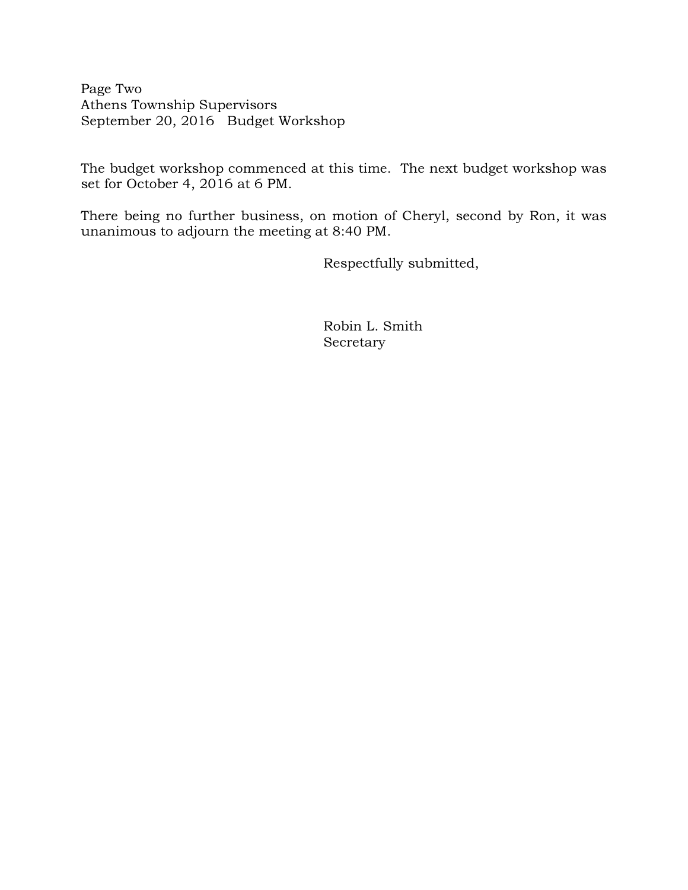The budget workshop commenced at this time. The next budget workshop was set for October 4, 2016 at 6 PM.

There being no further business, on motion of Cheryl, second by Ron, it was unanimous to adjourn the meeting at 8:40 PM.

Respectfully submitted,

Robin L. Smith
Secretary